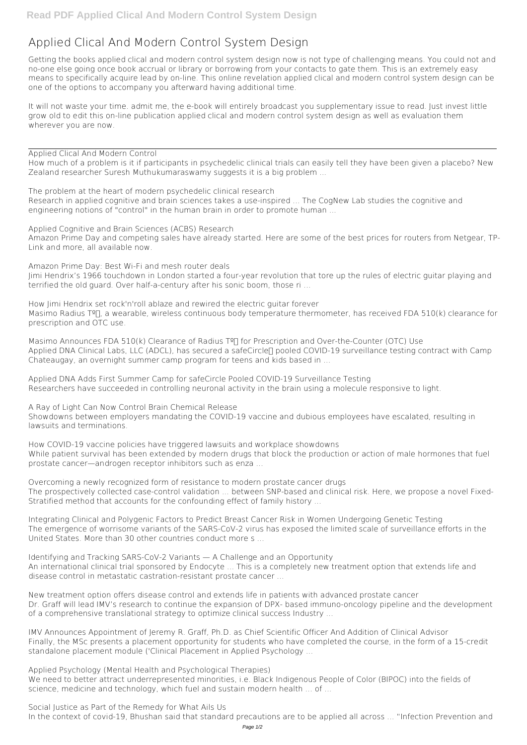# Applied Clical And Modern Control System Design

Getting the books applied clical and modern control system design now is not type of challenging means. You could not and no-one else going once book accrual or library or borrowing from your contacts to gate them. This is an extremely easy means to specifically acquire lead by on-line. This online revelation applied clical and modern control system design can be one of the options to accompany you afterward having additional time.

It will not waste your time. admit me, the e-book will entirely broadcast you supplementary issue to read. Just invest little grow old to edit this on-line publication applied clical and modern control system design as well as evaluation them wherever you are now.

## Applied Clical And Modern Control

How much of a problem is it if participants in psychedelic clinical trials can easily tell they have been given a placebo? New Zealand researcher Suresh Muthukumaraswamy suggests it is a big problem ...

**The problem at the heart of modern psychedelic clinical research**

Research in applied cognitive and brain sciences takes a use-inspired ... The CogNew Lab studies the cognitive and engineering notions of "control" in the human brain in order to promote human ...

**Applied Cognitive and Brain Sciences (ACBS) Research**

Amazon Prime Day and competing sales have already started. Here are some of the best prices for routers from Netgear, TP-Link and more, all available now.

**Amazon Prime Day: Best Wi-Fi and mesh router deals**

Jimi Hendrix's 1966 touchdown in London started a four-year revolution that tore up the rules of electric guitar playing and terrified the old guard. Over half-a-century after his sonic boom, those ri ...

**How Jimi Hendrix set rock'n'roll ablaze and rewired the electric guitar forever**

Masimo Radius Tº, a wearable, wireless continuous body temperature thermometer, has received FDA 510(k) clearance for prescription and OTC use.

**Masimo Announces FDA 510(k) Clearance of Radius Tº for Prescription and Over-the-Counter (OTC) Use**

Applied DNA Clinical Labs, LLC (ADCL), has secured a safeCircle pooled COVID-19 surveillance testing contract with Camp Chateaugay, an overnight summer camp program for teens and kids based in ...

**Applied DNA Adds First Summer Camp for safeCircle Pooled COVID-19 Surveillance Testing**

Researchers have succeeded in controlling neuronal activity in the brain using a molecule responsive to light.

**A Ray of Light Can Now Control Brain Chemical Release**

Showdowns between employers mandating the COVID-19 vaccine and dubious employees have escalated, resulting in lawsuits and terminations.

**How COVID-19 vaccine policies have triggered lawsuits and workplace showdowns**

While patient survival has been extended by modern drugs that block the production or action of male hormones that fuel prostate cancer—androgen receptor inhibitors such as enza ...

**Overcoming a newly recognized form of resistance to modern prostate cancer drugs**

The prospectively collected case-control validation ... between SNP-based and clinical risk. Here, we propose a novel Fixed-Stratified method that accounts for the confounding effect of family history ...

**Integrating Clinical and Polygenic Factors to Predict Breast Cancer Risk in Women Undergoing Genetic Testing**

The emergence of worrisome variants of the SARS-CoV-2 virus has exposed the limited scale of surveillance efforts in the United States. More than 30 other countries conduct more s ...

**Identifying and Tracking SARS-CoV-2 Variants — A Challenge and an Opportunity**

An international clinical trial sponsored by Endocyte ... This is a completely new treatment option that extends life and disease control in metastatic castration-resistant prostate cancer ...

**New treatment option offers disease control and extends life in patients with advanced prostate cancer**

Dr. Graff will lead IMV's research to continue the expansion of DPX- based immuno-oncology pipeline and the development of a comprehensive translational strategy to optimize clinical success Industry ...

**IMV Announces Appointment of Jeremy R. Graff, Ph.D. as Chief Scientific Officer And Addition of Clinical Advisor**

Finally, the MSc presents a placement opportunity for students who have completed the course, in the form of a 15-credit standalone placement module ('Clinical Placement in Applied Psychology ...

**Applied Psychology (Mental Health and Psychological Therapies)**

We need to better attract underrepresented minorities, i.e. Black Indigenous People of Color (BIPOC) into the fields of science, medicine and technology, which fuel and sustain modern health ... of ...

**Social Justice as Part of the Remedy for What Ails Us**

In the context of covid-19, Bhushan said that standard precautions are to be applied all across ... "Infection Prevention and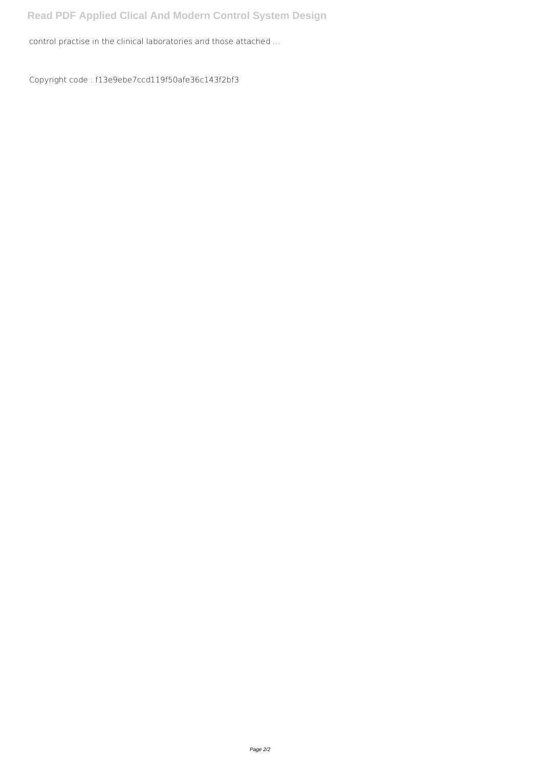control practise in the clinical laboratories and those attached ...

Copyright code : f13e9ebe7ccd119f50afe36c143f2bf3